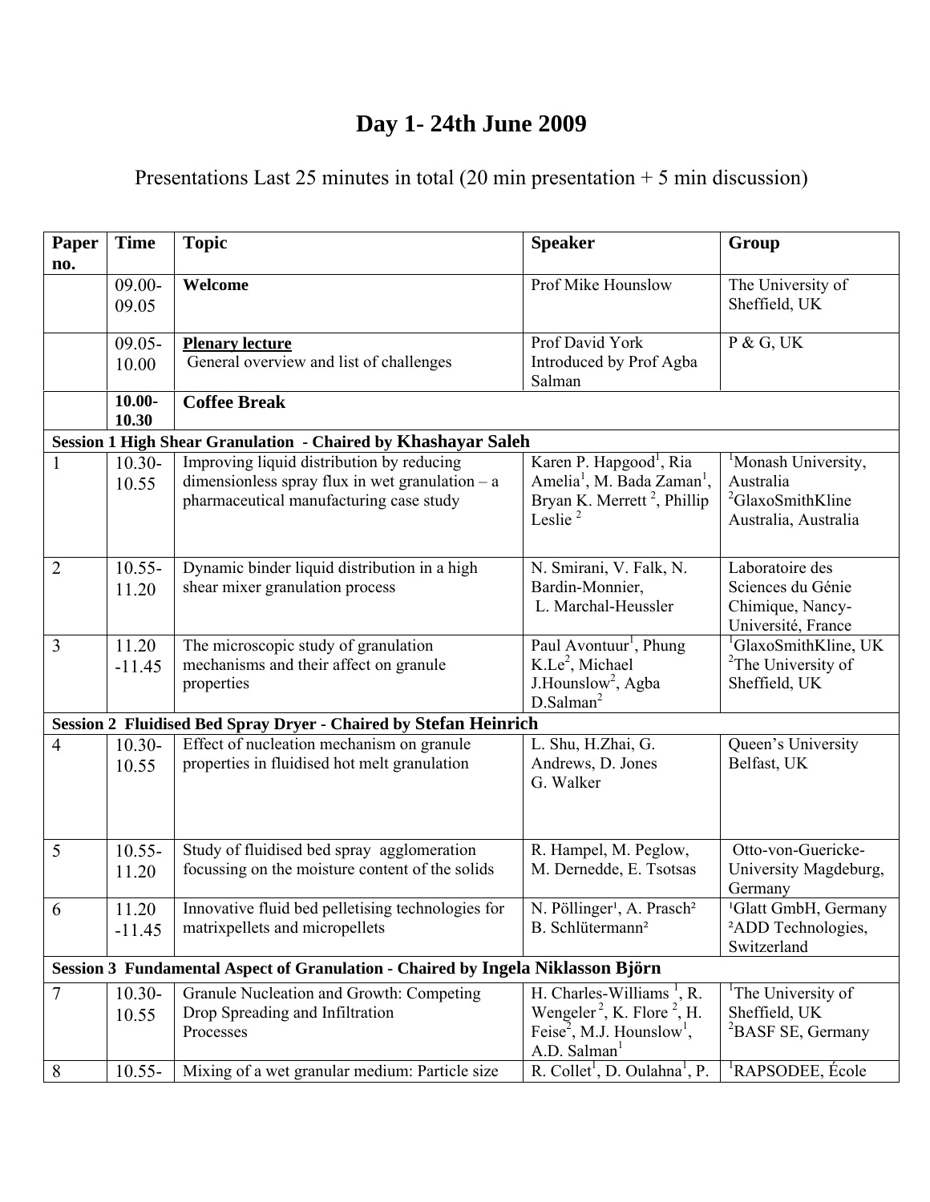# Day 1- 24th June 2009

Presentations Last 25 minutes in total (20 min presentation + 5 min discussion)

| Paper no. | Time | Topic | Speaker | Group |
|---|---|---|---|---|
| | 09.00-09.05 | **Welcome** | Prof Mike Hounslow | The University of Sheffield, UK |
| | 09.05-10.00 | **Plenary lecture** General overview and list of challenges | Prof David York Introduced by Prof Agba Salman | P & G, UK |
| | **10.00-10.30** | **Coffee Break** | | |
| **Session 1 High Shear Granulation - Chaired by Khashayar Saleh** | | | | |
| 1 | 10.30-10.55 | Improving liquid distribution by reducing dimensionless spray flux in wet granulation – a pharmaceutical manufacturing case study | Karen P. Hapgood[1], Ria Amelia[1], M. Bada Zaman[1], Bryan K. Merrett [2], Phillip Leslie [2] | [1]Monash University, Australia [2]GlaxoSmithKline Australia, Australia |
| 2 | 10.55-11.20 | Dynamic binder liquid distribution in a high shear mixer granulation process | N. Smirani, V. Falk, N. Bardin-Monnier, L. Marchal-Heussler | Laboratoire des Sciences du Génie Chimique, Nancy-Université, France |
| 3 | 11.20-11.45 | The microscopic study of granulation mechanisms and their affect on granule properties | Paul Avontuur[1], Phung K.Le[2], Michael J.Hounslow[2], Agba D.Salman[2] | [1]GlaxoSmithKline, UK [2]The University of Sheffield, UK |
| **Session 2 Fluidised Bed Spray Dryer - Chaired by Stefan Heinrich** | | | | |
| 4 | 10.30-10.55 | Effect of nucleation mechanism on granule properties in fluidised hot melt granulation | L. Shu, H.Zhai, G. Andrews, D. Jones G. Walker | Queen's University Belfast, UK |
| 5 | 10.55-11.20 | Study of fluidised bed spray agglomeration focussing on the moisture content of the solids | R. Hampel, M. Peglow, M. Dernedde, E. Tsotsas | Otto-von-Guericke-University Magdeburg, Germany |
| 6 | 11.20-11.45 | Innovative fluid bed pelletising technologies for matrixpellets and micropellets | N. Pöllinger[1], A. Prasch[2] B. Schlütermann[2] | [1]Glatt GmbH, Germany [2]ADD Technologies, Switzerland |
| **Session 3 Fundamental Aspect of Granulation - Chaired by Ingela Niklasson Björn** | | | | |
| 7 | 10.30-10.55 | Granule Nucleation and Growth: Competing Drop Spreading and Infiltration Processes | H. Charles-Williams [1], R. Wengeler [2], K. Flore [2], H. Feise[2], M.J. Hounslow[1], A.D. Salman[1] | [1]The University of Sheffield, UK [2]BASF SE, Germany |
| 8 | 10.55- | Mixing of a wet granular medium: Particle size | R. Collet[1], D. Oulahna[1], P. | [1]RAPSODEE, École |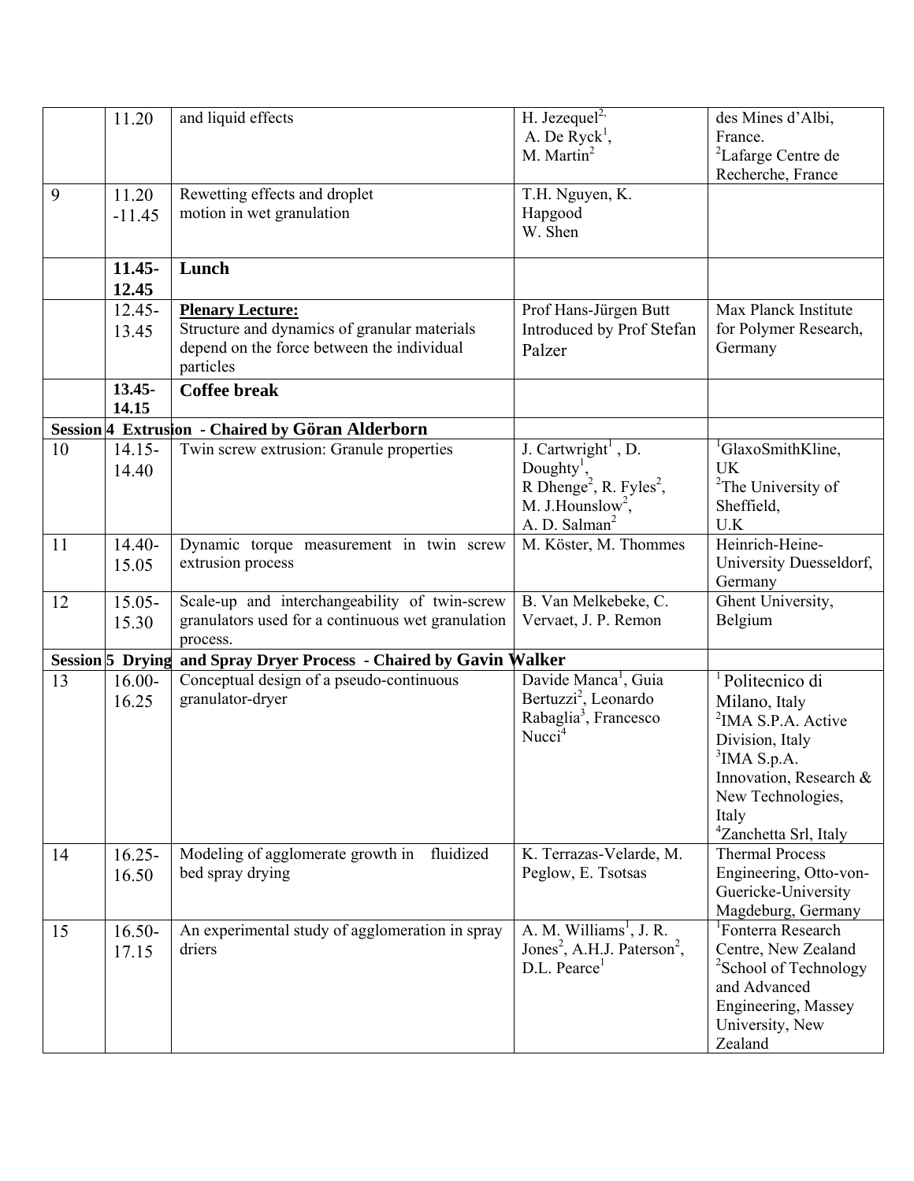| | | | | |
|---|---|---|---|---|
| | 11.20 | and liquid effects | H. Jezequel[2,] A. De Ryck[1], M. Martin[2] | des Mines d'Albi, France. [2]Lafarge Centre de Recherche, France |
| 9 | 11.20 -11.45 | Rewetting effects and droplet motion in wet granulation | T.H. Nguyen, K. Hapgood W. Shen | |
| | **11.45-12.45** | **Lunch** | | |
| | 12.45-13.45 | **Plenary Lecture:** Structure and dynamics of granular materials depend on the force between the individual particles | Prof Hans-Jürgen Butt Introduced by Prof Stefan Palzer | Max Planck Institute for Polymer Research, Germany |
| | **13.45-14.15** | **Coffee break** | | |
| **Session 4** | **Extrusion - Chaired by Göran Alderborn** | | | |
| 10 | 14.15-14.40 | Twin screw extrusion: Granule properties | J. Cartwright[1], D. Doughty[1], R Dhenge[2], R. Fyles[2], M. J.Hounslow[2], A. D. Salman[2] | [1]GlaxoSmithKline, UK [2]The University of Sheffield, U.K |
| 11 | 14.40-15.05 | Dynamic torque measurement in twin screw extrusion process | M. Köster, M. Thommes | Heinrich-Heine-University Duesseldorf, Germany |
| 12 | 15.05-15.30 | Scale-up and interchangeability of twin-screw granulators used for a continuous wet granulation process. | B. Van Melkebeke, C. Vervaet, J. P. Remon | Ghent University, Belgium |
| **Session 5** | **Drying and Spray Dryer Process - Chaired by Gavin Walker** | | | |
| 13 | 16.00-16.25 | Conceptual design of a pseudo-continuous granulator-dryer | Davide Manca[1], Guia Bertuzzi[2], Leonardo Rabaglia[3], Francesco Nucci[4] | [1]Politecnico di Milano, Italy [2]IMA S.P.A. Active Division, Italy [3]IMA S.p.A. Innovation, Research & New Technologies, Italy [4]Zanchetta Srl, Italy |
| 14 | 16.25-16.50 | Modeling of agglomerate growth in fluidized bed spray drying | K. Terrazas-Velarde, M. Peglow, E. Tsotsas | Thermal Process Engineering, Otto-von-Guericke-University Magdeburg, Germany |
| 15 | 16.50-17.15 | An experimental study of agglomeration in spray driers | A. M. Williams[1], J. R. Jones[2], A.H.J. Paterson[2], D.L. Pearce[1] | [1]Fonterra Research Centre, New Zealand [2]School of Technology and Advanced Engineering, Massey University, New Zealand |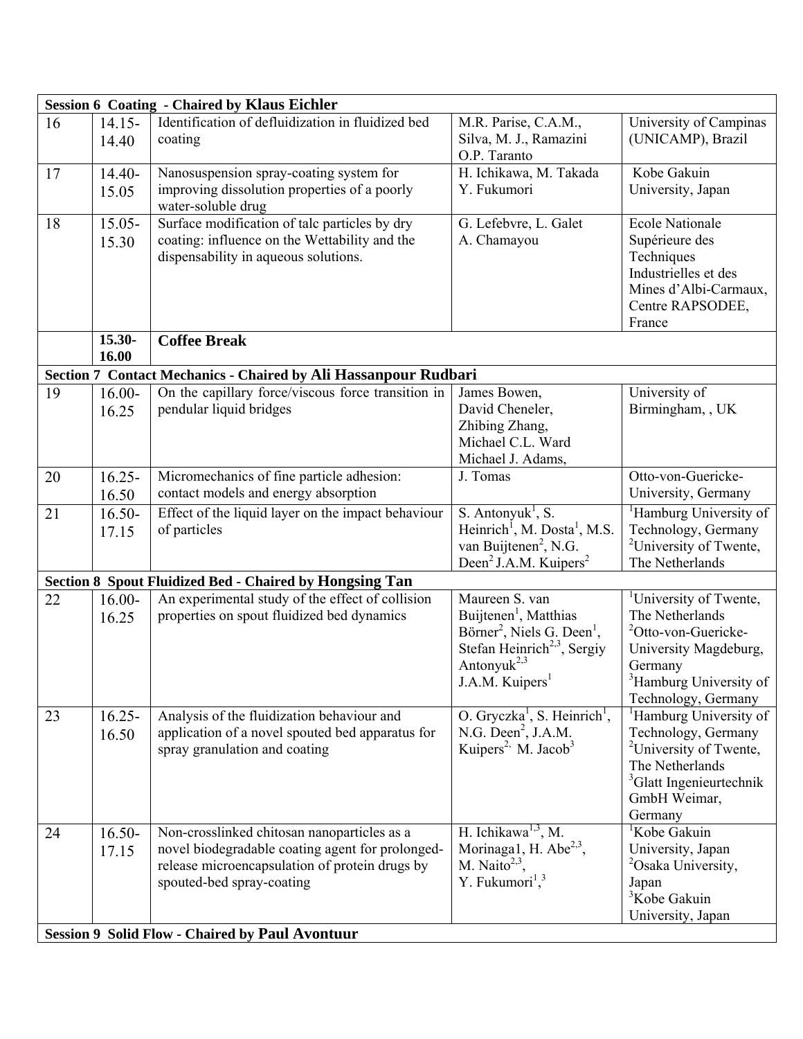| | | | | |
|---|---|---|---|---|
| **Session 6 Coating - Chaired by Klaus Eichler** | | | | |
| 16 | 14.15-14.40 | Identification of defluidization in fluidized bed coating | M.R. Parise, C.A.M., Silva, M. J., Ramazini O.P. Taranto | University of Campinas (UNICAMP), Brazil |
| 17 | 14.40-15.05 | Nanosuspension spray-coating system for improving dissolution properties of a poorly water-soluble drug | H. Ichikawa, M. Takada Y. Fukumori | Kobe Gakuin University, Japan |
| 18 | 15.05-15.30 | Surface modification of talc particles by dry coating: influence on the Wettability and the dispensability in aqueous solutions. | G. Lefebvre, L. Galet A. Chamayou | Ecole Nationale Supérieure des Techniques Industrielles et des Mines d'Albi-Carmaux, Centre RAPSODEE, France |
| | **15.30-16.00** | **Coffee Break** | | |
| **Section 7 Contact Mechanics - Chaired by Ali Hassanpour Rudbari** | | | | |
| 19 | 16.00-16.25 | On the capillary force/viscous force transition in pendular liquid bridges | James Bowen, David Cheneler, Zhibing Zhang, Michael C.L. Ward Michael J. Adams, | University of Birmingham, , UK |
| 20 | 16.25-16.50 | Micromechanics of fine particle adhesion: contact models and energy absorption | J. Tomas | Otto-von-Guericke-University, Germany |
| 21 | 16.50-17.15 | Effect of the liquid layer on the impact behaviour of particles | S. Antonyuk[1], S. Heinrich[1], M. Dosta[1], M.S. van Buijtenen[2], N.G. Deen[2] J.A.M. Kuipers[2] | [1]Hamburg University of Technology, Germany [2]University of Twente, The Netherlands |
| **Section 8 Spout Fluidized Bed - Chaired by Hongsing Tan** | | | | |
| 22 | 16.00-16.25 | An experimental study of the effect of collision properties on spout fluidized bed dynamics | Maureen S. van Buijtenen[1], Matthias Börner[2], Niels G. Deen[1], Stefan Heinrich[2,3], Sergiy Antonyuk[2,3] J.A.M. Kuipers[1] | [1]University of Twente, The Netherlands [2]Otto-von-Guericke-University Magdeburg, Germany [3]Hamburg University of Technology, Germany |
| 23 | 16.25-16.50 | Analysis of the fluidization behaviour and application of a novel spouted bed apparatus for spray granulation and coating | O. Gryczka[1], S. Heinrich[1], N.G. Deen[2], J.A.M. Kuipers[2], M. Jacob[3] | [1]Hamburg University of Technology, Germany [2]University of Twente, The Netherlands [3]Glatt Ingenieurtechnik GmbH Weimar, Germany |
| 24 | 16.50-17.15 | Non-crosslinked chitosan nanoparticles as a novel biodegradable coating agent for prolonged-release microencapsulation of protein drugs by spouted-bed spray-coating | H. Ichikawa[1,3], M. Morinaga1, H. Abe[2,3], M. Naito[2,3], Y. Fukumori[1,3] | [1]Kobe Gakuin University, Japan [2]Osaka University, Japan [3]Kobe Gakuin University, Japan |
| **Session 9 Solid Flow - Chaired by Paul Avontuur** | | | | |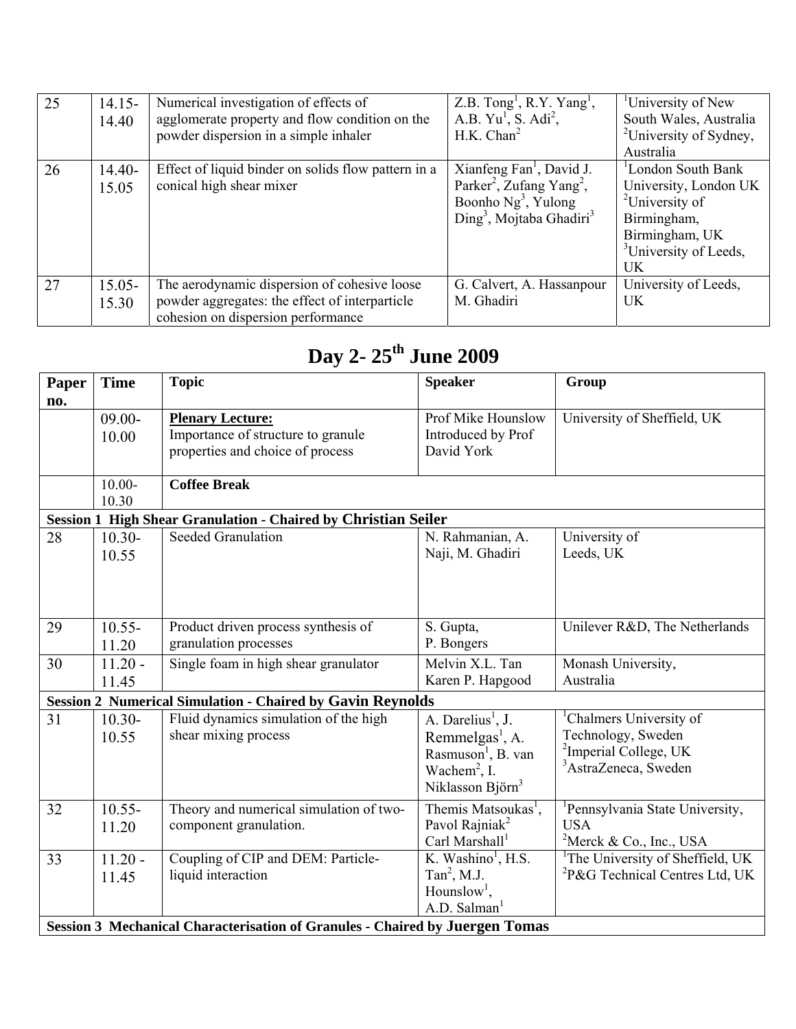| 25 | 14.15-14.40 | Numerical investigation of effects of agglomerate property and flow condition on the powder dispersion in a simple inhaler | Z.B. Tong[1], R.Y. Yang[1], A.B. Yu[1], S. Adi[2], H.K. Chan[2] | [1]University of New South Wales, Australia [2]University of Sydney, Australia |
|---|---|---|---|---|
| 26 | 14.40-15.05 | Effect of liquid binder on solids flow pattern in a conical high shear mixer | Xianfeng Fan[1], David J. Parker[2], Zufang Yang[2], Boonho Ng[3], Yulong Ding[3], Mojtaba Ghadiri[3] | [1]London South Bank University, London UK [2]University of Birmingham, Birmingham, UK [3]University of Leeds, UK |
| 27 | 15.05-15.30 | The aerodynamic dispersion of cohesive loose powder aggregates: the effect of interparticle cohesion on dispersion performance | G. Calvert, A. Hassanpour M. Ghadiri | University of Leeds, UK |

# Day 2- 25th June 2009

| Paper no. | Time | Topic | Speaker | Group |
|---|---|---|---|---|
| | 09.00-10.00 | **Plenary Lecture:** Importance of structure to granule properties and choice of process | Prof Mike Hounslow Introduced by Prof David York | University of Sheffield, UK |
| | 10.00-10.30 | **Coffee Break** | | |
| **Session 1 High Shear Granulation - Chaired by Christian Seiler** | | | | |
| 28 | 10.30-10.55 | Seeded Granulation | N. Rahmanian, A. Naji, M. Ghadiri | University of Leeds, UK |
| 29 | 10.55-11.20 | Product driven process synthesis of granulation processes | S. Gupta, P. Bongers | Unilever R&D, The Netherlands |
| 30 | 11.20 - 11.45 | Single foam in high shear granulator | Melvin X.L. Tan Karen P. Hapgood | Monash University, Australia |
| **Session 2 Numerical Simulation - Chaired by Gavin Reynolds** | | | | |
| 31 | 10.30-10.55 | Fluid dynamics simulation of the high shear mixing process | A. Darelius[1], J. Remmelgas[1], A. Rasmuson[1], B. van Wachem[2], I. Niklasson Björn[3] | [1]Chalmers University of Technology, Sweden [2]Imperial College, UK [3]AstraZeneca, Sweden |
| 32 | 10.55-11.20 | Theory and numerical simulation of two-component granulation. | Themis Matsoukas[1], Pavol Rajniak[2] Carl Marshall[1] | [1]Pennsylvania State University, USA [2]Merck & Co., Inc., USA |
| 33 | 11.20 - 11.45 | Coupling of CIP and DEM: Particle-liquid interaction | K. Washino[1], H.S. Tan[2], M.J. Hounslow[1], A.D. Salman[1] | [1]The University of Sheffield, UK [2]P&G Technical Centres Ltd, UK |
| **Session 3 Mechanical Characterisation of Granules - Chaired by Juergen Tomas** | | | | |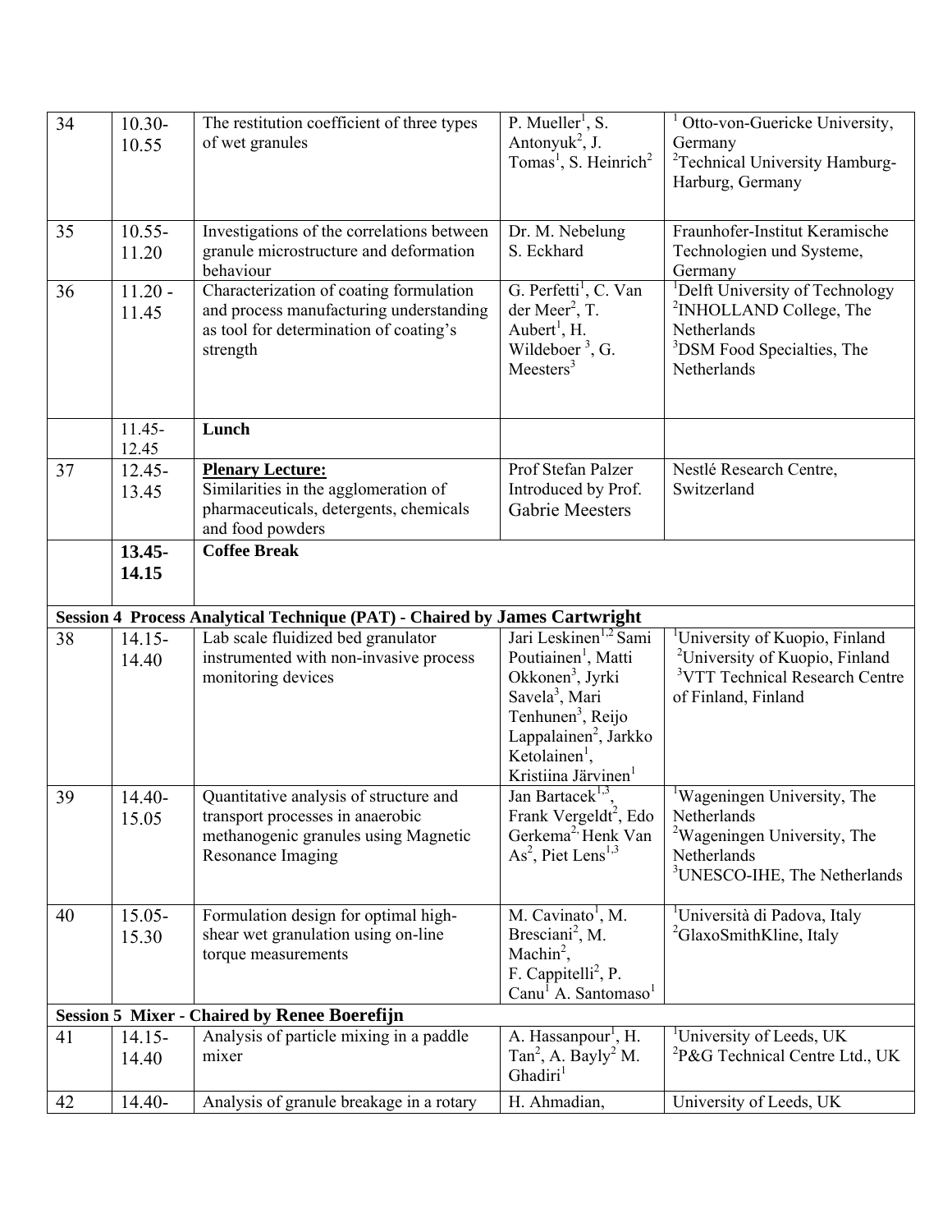| | | | | |
|---|---|---|---|---|
| 34 | 10.30-10.55 | The restitution coefficient of three types of wet granules | P. Mueller[1], S. Antonyuk[2], J. Tomas[1], S. Heinrich[2] | [1] Otto-von-Guericke University, Germany [2]Technical University Hamburg-Harburg, Germany |
| 35 | 10.55-11.20 | Investigations of the correlations between granule microstructure and deformation behaviour | Dr. M. Nebelung S. Eckhard | Fraunhofer-Institut Keramische Technologien und Systeme, Germany |
| 36 | 11.20 - 11.45 | Characterization of coating formulation and process manufacturing understanding as tool for determination of coating's strength | G. Perfetti[1], C. Van der Meer[2], T. Aubert[1], H. Wildeboer [3], G. Meesters[3] | [1]Delft University of Technology [2]INHOLLAND College, The Netherlands [3]DSM Food Specialties, The Netherlands |
| | 11.45-12.45 | **Lunch** | | |
| 37 | 12.45-13.45 | **Plenary Lecture:** Similarities in the agglomeration of pharmaceuticals, detergents, chemicals and food powders | Prof Stefan Palzer Introduced by Prof. Gabrie Meesters | Nestlé Research Centre, Switzerland |
| | **13.45-14.15** | **Coffee Break** | | |
| **Session 4 Process Analytical Technique (PAT) - Chaired by James Cartwright** | | | | |
| 38 | 14.15-14.40 | Lab scale fluidized bed granulator instrumented with non-invasive process monitoring devices | Jari Leskinen[1,2] Sami Poutiainen[1], Matti Okkonen[3], Jyrki Savela[3], Mari Tenhunen[3], Reijo Lappalainen[2], Jarkko Ketolainen[1], Kristiina Järvinen[1] | [1]University of Kuopio, Finland [2]University of Kuopio, Finland [3]VTT Technical Research Centre of Finland, Finland |
| 39 | 14.40-15.05 | Quantitative analysis of structure and transport processes in anaerobic methanogenic granules using Magnetic Resonance Imaging | Jan Bartacek[1,3], Frank Vergeldt[2], Edo Gerkema[2,] Henk Van As[2], Piet Lens[1,3] | [1]Wageningen University, The Netherlands [2]Wageningen University, The Netherlands [3]UNESCO-IHE, The Netherlands |
| 40 | 15.05-15.30 | Formulation design for optimal high-shear wet granulation using on-line torque measurements | M. Cavinato[1], M. Bresciani[2], M. Machin[2], F. Cappitelli[2], P. Canu[1] A. Santomaso[1] | [1]Università di Padova, Italy [2]GlaxoSmithKline, Italy |
| **Session 5 Mixer - Chaired by Renee Boerefijn** | | | | |
| 41 | 14.15-14.40 | Analysis of particle mixing in a paddle mixer | A. Hassanpour[1], H. Tan[2], A. Bayly[2] M. Ghadiri[1] | [1]University of Leeds, UK [2]P&G Technical Centre Ltd., UK |
| 42 | 14.40- | Analysis of granule breakage in a rotary | H. Ahmadian, | University of Leeds, UK |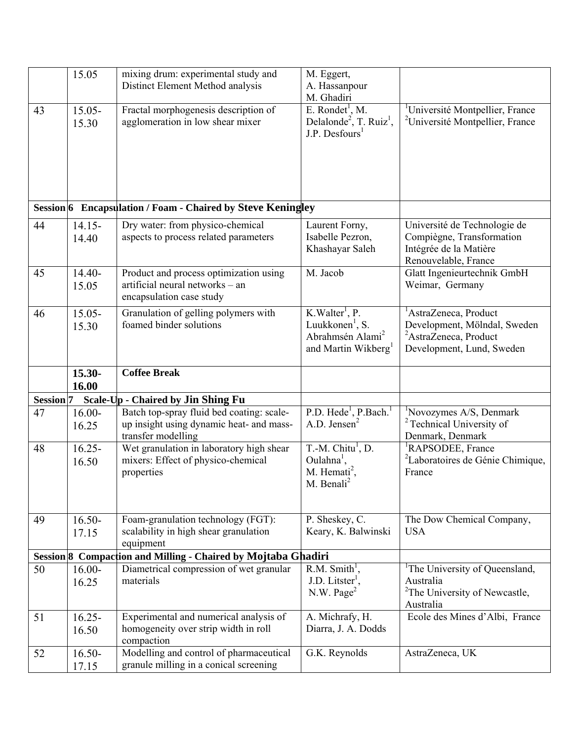|  |  |  |  |  |
|---|---|---|---|---|
|  | 15.05 | mixing drum: experimental study and Distinct Element Method analysis | M. Eggert, A. Hassanpour M. Ghadiri |  |
| 43 | 15.05-15.30 | Fractal morphogenesis description of agglomeration in low shear mixer | E. Rondet[1], M. Delalonde[2], T. Ruiz[1], J.P. Desfours[1] | [1]Université Montpellier, France [2]Université Montpellier, France |
| **Session 6** | **Encapsulation / Foam - Chaired by Steve Keningley** |  |  |  |
| 44 | 14.15-14.40 | Dry water: from physico-chemical aspects to process related parameters | Laurent Forny, Isabelle Pezron, Khashayar Saleh | Université de Technologie de Compiègne, Transformation Intégrée de la Matière Renouvelable, France |
| 45 | 14.40-15.05 | Product and process optimization using artificial neural networks – an encapsulation case study | M. Jacob | Glatt Ingenieurtechnik GmbH Weimar, Germany |
| 46 | 15.05-15.30 | Granulation of gelling polymers with foamed binder solutions | K.Walter[1], P. Luukkonen[1], S. Abrahmsén Alami[2] and Martin Wikberg[1] | [1]AstraZeneca, Product Development, Mölndal, Sweden [2]AstraZeneca, Product Development, Lund, Sweden |
|  | **15.30-16.00** | **Coffee Break** |  |  |
| **Session 7** | **Scale-Up - Chaired by Jin Shing Fu** |  |  |  |
| 47 | 16.00-16.25 | Batch top-spray fluid bed coating: scale-up insight using dynamic heat- and mass-transfer modelling | P.D. Hede[1], P.Bach.[1] A.D. Jensen[2] | [1]Novozymes A/S, Denmark [2]Technical University of Denmark, Denmark |
| 48 | 16.25-16.50 | Wet granulation in laboratory high shear mixers: Effect of physico-chemical properties | T.-M. Chitu[1], D. Oulahna[1], M. Hemati[2], M. Benali[2] | [1]RAPSODEE, France [2]Laboratoires de Génie Chimique, France |
| 49 | 16.50-17.15 | Foam-granulation technology (FGT): scalability in high shear granulation equipment | P. Sheskey, C. Keary, K. Balwinski | The Dow Chemical Company, USA |
| **Session 8** | **Compaction and Milling - Chaired by Mojtaba Ghadiri** |  |  |  |
| 50 | 16.00-16.25 | Diametrical compression of wet granular materials | R.M. Smith[1], J.D. Litster[1], N.W. Page[2] | [1]The University of Queensland, Australia [2]The University of Newcastle, Australia |
| 51 | 16.25-16.50 | Experimental and numerical analysis of homogeneity over strip width in roll compaction | A. Michrafy, H. Diarra, J. A. Dodds | Ecole des Mines d'Albi, France |
| 52 | 16.50-17.15 | Modelling and control of pharmaceutical granule milling in a conical screening | G.K. Reynolds | AstraZeneca, UK |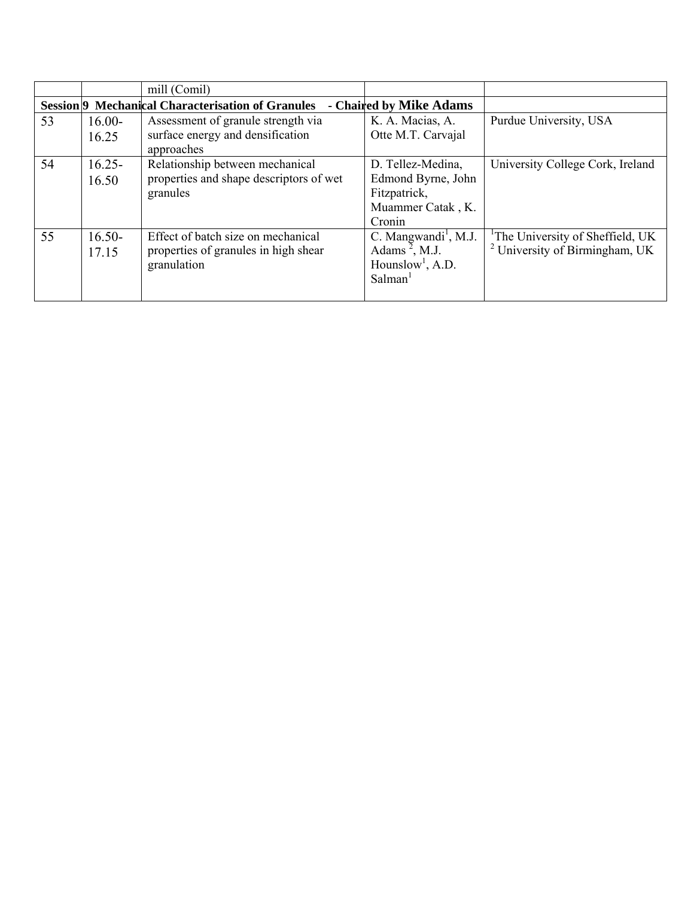|  |  | mill (Comil) |  |  |
| --- | --- | --- | --- | --- |
| **Session 9 Mechanical Characterisation of Granules - Chaired by Mike Adams** |  |  |  |  |
| 53 | 16.00-16.25 | Assessment of granule strength via surface energy and densification approaches | K. A. Macias, A. Otte M.T. Carvajal | Purdue University, USA |
| 54 | 16.25-16.50 | Relationship between mechanical properties and shape descriptors of wet granules | D. Tellez-Medina, Edmond Byrne, John Fitzpatrick, Muammer Catak , K. Cronin | University College Cork, Ireland |
| 55 | 16.50-17.15 | Effect of batch size on mechanical properties of granules in high shear granulation | C. Mangwandi[1], M.J. Adams [2], M.J. Hounslow[1], A.D. Salman[1] | [1]The University of Sheffield, UK [2] University of Birmingham, UK |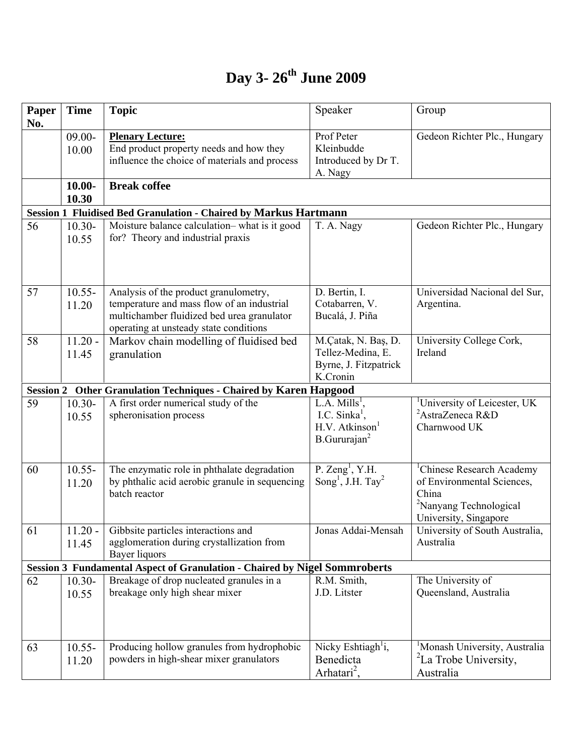# Day 3- 26th June 2009

| Paper No. | Time | Topic | Speaker | Group |
|---|---|---|---|---|
| | 09.00-10.00 | **Plenary Lecture:** End product property needs and how they influence the choice of materials and process | Prof Peter Kleinbudde Introduced by Dr T. A. Nagy | Gedeon Richter Plc., Hungary |
| | **10.00-10.30** | **Break coffee** | | |
| **Session 1 Fluidised Bed Granulation - Chaired by Markus Hartmann** | | | | |
| 56 | 10.30-10.55 | Moisture balance calculation– what is it good for? Theory and industrial praxis | T. A. Nagy | Gedeon Richter Plc., Hungary |
| 57 | 10.55-11.20 | Analysis of the product granulometry, temperature and mass flow of an industrial multichamber fluidized bed urea granulator operating at unsteady state conditions | D. Bertin, I. Cotabarren, V. Bucalá, J. Piña | Universidad Nacional del Sur, Argentina. |
| 58 | 11.20 - 11.45 | Markov chain modelling of fluidised bed granulation | M.Çatak, N. Baş, D. Tellez-Medina, E. Byrne, J. Fitzpatrick K.Cronin | University College Cork, Ireland |
| **Session 2 Other Granulation Techniques - Chaired by Karen Hapgood** | | | | |
| 59 | 10.30-10.55 | A first order numerical study of the spheronisation process | L.A. Mills[1], I.C. Sinka[1], H.V. Atkinson[1] B.Gururajan[2] | [1]University of Leicester, UK [2]AstraZeneca R&D Charnwood UK |
| 60 | 10.55-11.20 | The enzymatic role in phthalate degradation by phthalic acid aerobic granule in sequencing batch reactor | P. Zeng[1], Y.H. Song[1], J.H. Tay[2] | [1]Chinese Research Academy of Environmental Sciences, China [2]Nanyang Technological University, Singapore |
| 61 | 11.20 - 11.45 | Gibbsite particles interactions and agglomeration during crystallization from Bayer liquors | Jonas Addai-Mensah | University of South Australia, Australia |
| **Session 3 Fundamental Aspect of Granulation - Chaired by Nigel Sommroberts** | | | | |
| 62 | 10.30-10.55 | Breakage of drop nucleated granules in a breakage only high shear mixer | R.M. Smith, J.D. Litster | The University of Queensland, Australia |
| 63 | 10.55-11.20 | Producing hollow granules from hydrophobic powders in high-shear mixer granulators | Nicky Eshtiagh[1]i, Benedicta Arhatari[2], | [1]Monash University, Australia [2]La Trobe University, Australia |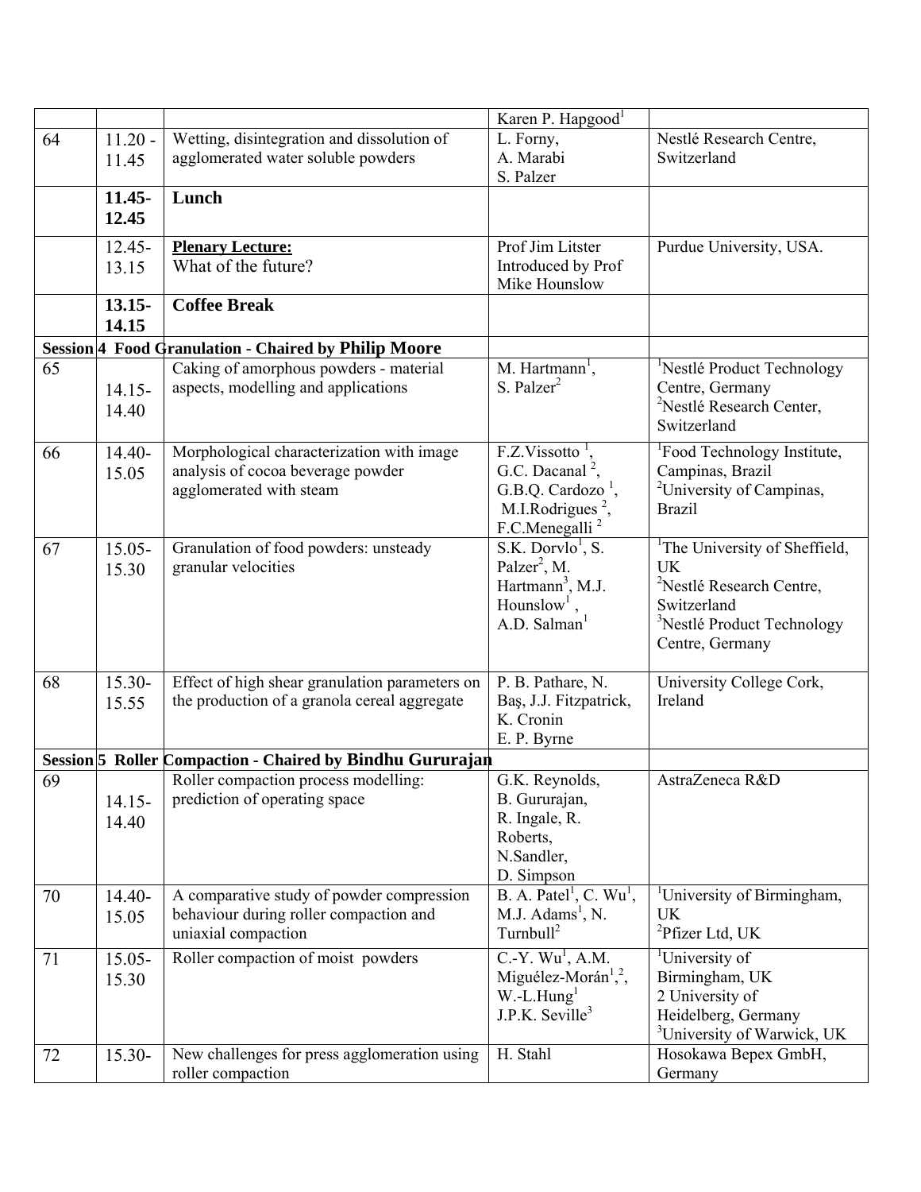| | | | | |
|---|---|---|---|---|
| | | | Karen P. Hapgood[1] | |
| 64 | 11.20 - 11.45 | Wetting, disintegration and dissolution of agglomerated water soluble powders | L. Forny, A. Marabi, S. Palzer | Nestlé Research Centre, Switzerland |
| | **11.45-12.45** | **Lunch** | | |
| | 12.45-13.15 | **Plenary Lecture:** What of the future? | Prof Jim Litster Introduced by Prof Mike Hounslow | Purdue University, USA. |
| | **13.15-14.15** | **Coffee Break** | | |
| **Session 4** | **Food Granulation - Chaired by Philip Moore** | | | |
| 65 | 14.15-14.40 | Caking of amorphous powders - material aspects, modelling and applications | M. Hartmann[1], S. Palzer[2] | [1]Nestlé Product Technology Centre, Germany [2]Nestlé Research Center, Switzerland |
| 66 | 14.40-15.05 | Morphological characterization with image analysis of cocoa beverage powder agglomerated with steam | F.Z.Vissotto [1], G.C. Dacanal [2], G.B.Q. Cardozo [1], M.I.Rodrigues [2], F.C.Menegalli [2] | [1]Food Technology Institute, Campinas, Brazil [2]University of Campinas, Brazil |
| 67 | 15.05-15.30 | Granulation of food powders: unsteady granular velocities | S.K. Dorvlo[1], S. Palzer[2], M. Hartmann[3], M.J. Hounslow[1], A.D. Salman[1] | [1]The University of Sheffield, UK [2]Nestlé Research Centre, Switzerland [3]Nestlé Product Technology Centre, Germany |
| 68 | 15.30-15.55 | Effect of high shear granulation parameters on the production of a granola cereal aggregate | P. B. Pathare, N. Baş, J.J. Fitzpatrick, K. Cronin E. P. Byrne | University College Cork, Ireland |
| **Session 5** | **Roller Compaction - Chaired by Bindhu Gururajan** | | | |
| 69 | 14.15-14.40 | Roller compaction process modelling: prediction of operating space | G.K. Reynolds, B. Gururajan, R. Ingale, R. Roberts, N.Sandler, D. Simpson | AstraZeneca R&D |
| 70 | 14.40-15.05 | A comparative study of powder compression behaviour during roller compaction and uniaxial compaction | B. A. Patel[1], C. Wu[1], M.J. Adams[1], N. Turnbull[2] | [1]University of Birmingham, UK [2]Pfizer Ltd, UK |
| 71 | 15.05-15.30 | Roller compaction of moist powders | C.-Y. Wu[1], A.M. Miguélez-Morán[1,2], W.-L.Hung[1] J.P.K. Seville[3] | [1]University of Birmingham, UK 2 University of Heidelberg, Germany [3]University of Warwick, UK |
| 72 | 15.30- | New challenges for press agglomeration using roller compaction | H. Stahl | Hosokawa Bepex GmbH, Germany |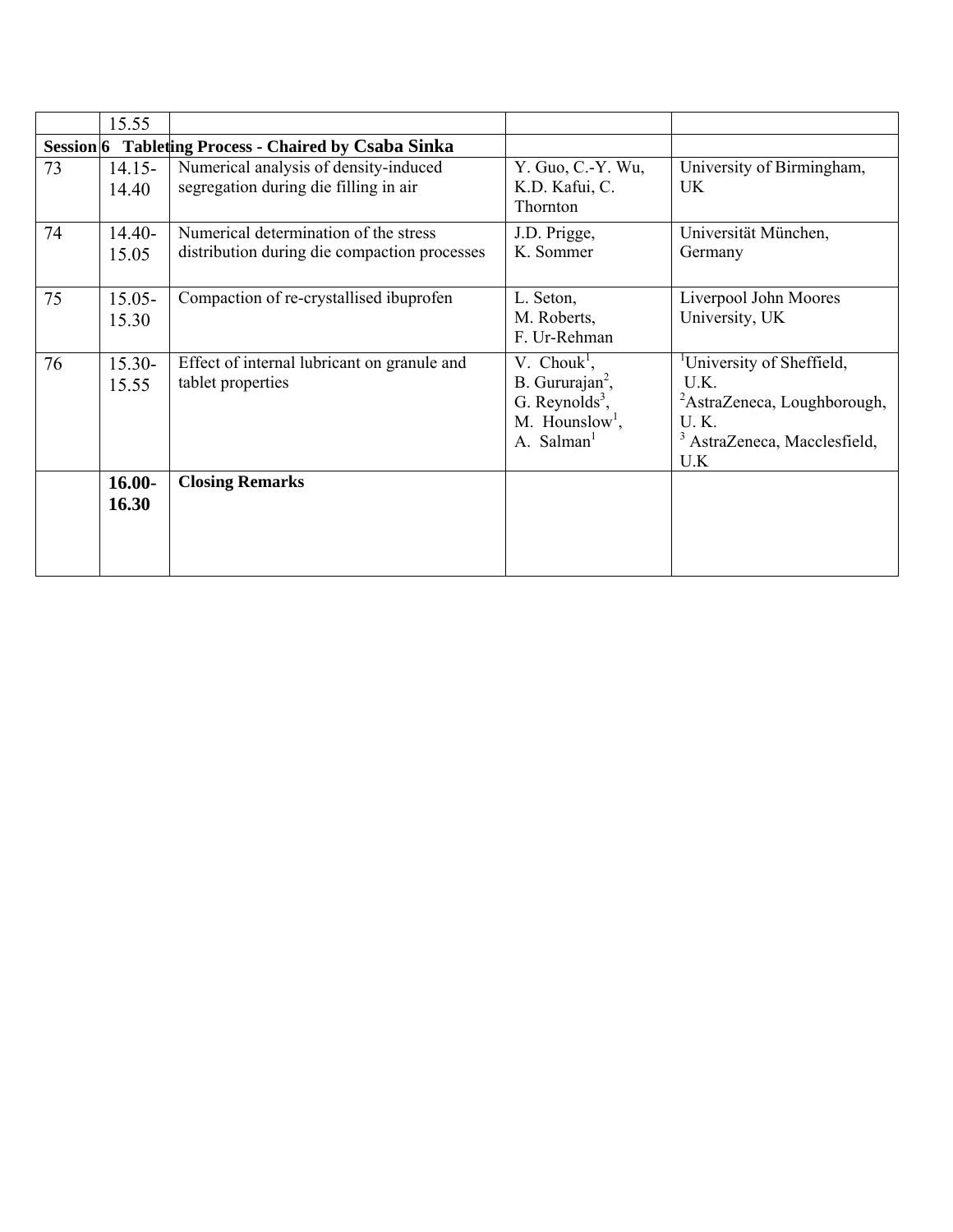| | | | | |
|---|---|---|---|---|
| | 15.55 | | | |
| **Session 6** | **Tableting Process - Chaired by Csaba Sinka** | | | |
| 73 | 14.15-14.40 | Numerical analysis of density-induced segregation during die filling in air | Y. Guo, C.-Y. Wu, K.D. Kafui, C. Thornton | University of Birmingham, UK |
| 74 | 14.40-15.05 | Numerical determination of the stress distribution during die compaction processes | J.D. Prigge, K. Sommer | Universität München, Germany |
| 75 | 15.05-15.30 | Compaction of re-crystallised ibuprofen | L. Seton, M. Roberts, F. Ur-Rehman | Liverpool John Moores University, UK |
| 76 | 15.30-15.55 | Effect of internal lubricant on granule and tablet properties | V. Chouk[1], B. Gururajan[2], G. Reynolds[3], M. Hounslow[1], A. Salman[1] | [1]University of Sheffield, U.K. [2]AstraZeneca, Loughborough, U. K. [3] AstraZeneca, Macclesfield, U.K |
| | **16.00-16.30** | **Closing Remarks** | | |